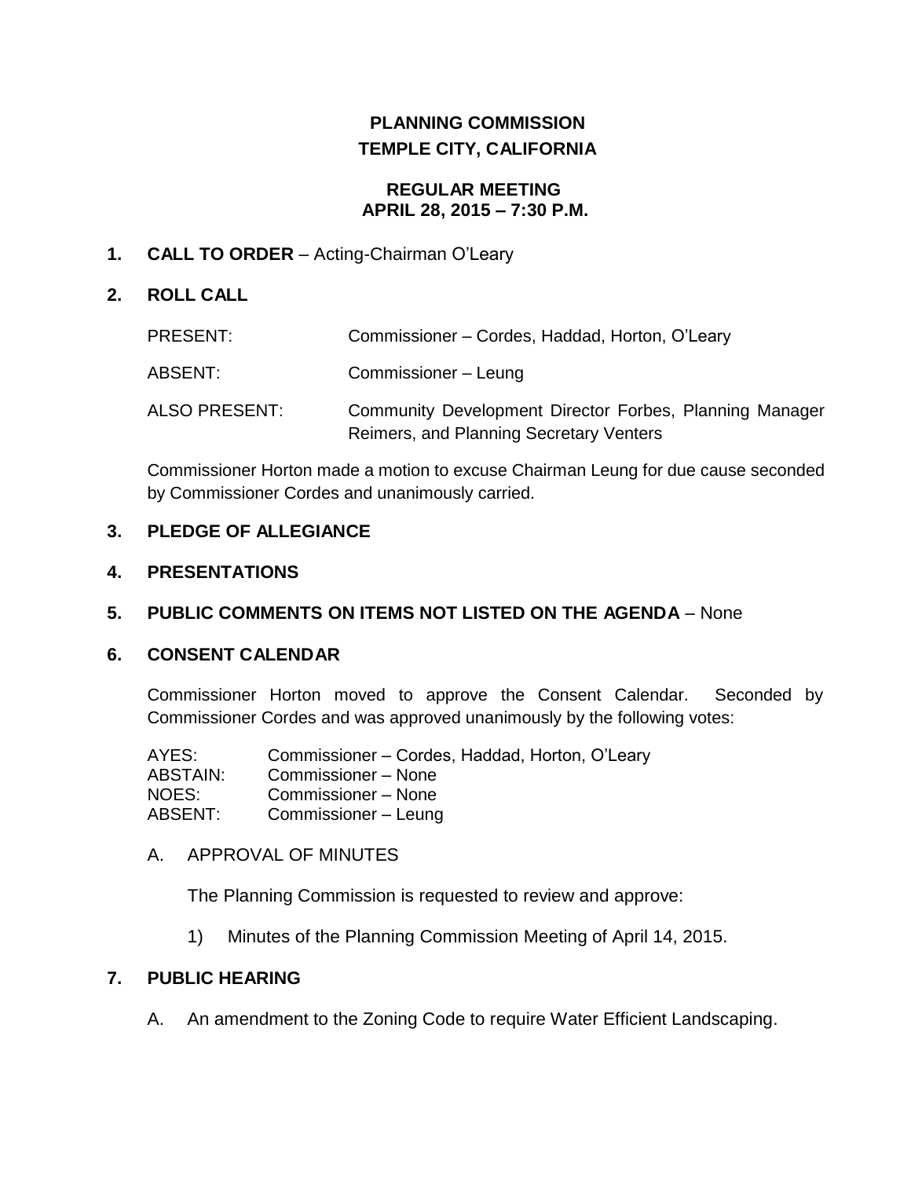# PLANNING COMMISSION
# TEMPLE CITY, CALIFORNIA

## REGULAR MEETING
## APRIL 28, 2015 – 7:30 P.M.

**1. CALL TO ORDER** – Acting-Chairman O'Leary

**2. ROLL CALL**

| | |
|---|---|
| PRESENT: | Commissioner – Cordes, Haddad, Horton, O'Leary |
| ABSENT: | Commissioner – Leung |
| ALSO PRESENT: | Community Development Director Forbes, Planning Manager Reimers, and Planning Secretary Venters |

Commissioner Horton made a motion to excuse Chairman Leung for due cause seconded by Commissioner Cordes and unanimously carried.

**3. PLEDGE OF ALLEGIANCE**

**4. PRESENTATIONS**

**5. PUBLIC COMMENTS ON ITEMS NOT LISTED ON THE AGENDA** – None

**6. CONSENT CALENDAR**

Commissioner Horton moved to approve the Consent Calendar. Seconded by Commissioner Cordes and was approved unanimously by the following votes:

| | |
|---|---|
| AYES: | Commissioner – Cordes, Haddad, Horton, O'Leary |
| ABSTAIN: | Commissioner – None |
| NOES: | Commissioner – None |
| ABSENT: | Commissioner – Leung |

A. APPROVAL OF MINUTES

The Planning Commission is requested to review and approve:

1) Minutes of the Planning Commission Meeting of April 14, 2015.

**7. PUBLIC HEARING**

A. An amendment to the Zoning Code to require Water Efficient Landscaping.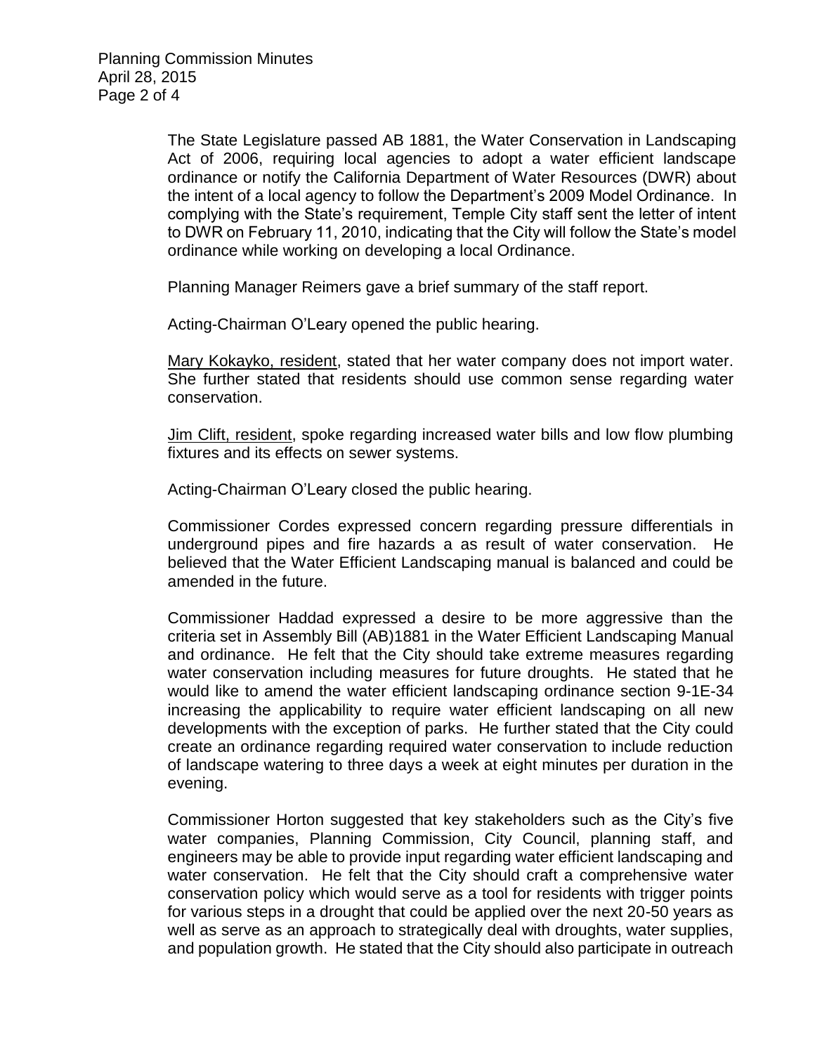The State Legislature passed AB 1881, the Water Conservation in Landscaping Act of 2006, requiring local agencies to adopt a water efficient landscape ordinance or notify the California Department of Water Resources (DWR) about the intent of a local agency to follow the Department's 2009 Model Ordinance. In complying with the State's requirement, Temple City staff sent the letter of intent to DWR on February 11, 2010, indicating that the City will follow the State's model ordinance while working on developing a local Ordinance.

Planning Manager Reimers gave a brief summary of the staff report.

Acting-Chairman O'Leary opened the public hearing.

Mary Kokayko, resident, stated that her water company does not import water. She further stated that residents should use common sense regarding water conservation.

Jim Clift, resident, spoke regarding increased water bills and low flow plumbing fixtures and its effects on sewer systems.

Acting-Chairman O'Leary closed the public hearing.

Commissioner Cordes expressed concern regarding pressure differentials in underground pipes and fire hazards a as result of water conservation. He believed that the Water Efficient Landscaping manual is balanced and could be amended in the future.

Commissioner Haddad expressed a desire to be more aggressive than the criteria set in Assembly Bill (AB)1881 in the Water Efficient Landscaping Manual and ordinance. He felt that the City should take extreme measures regarding water conservation including measures for future droughts. He stated that he would like to amend the water efficient landscaping ordinance section 9-1E-34 increasing the applicability to require water efficient landscaping on all new developments with the exception of parks. He further stated that the City could create an ordinance regarding required water conservation to include reduction of landscape watering to three days a week at eight minutes per duration in the evening.

Commissioner Horton suggested that key stakeholders such as the City's five water companies, Planning Commission, City Council, planning staff, and engineers may be able to provide input regarding water efficient landscaping and water conservation. He felt that the City should craft a comprehensive water conservation policy which would serve as a tool for residents with trigger points for various steps in a drought that could be applied over the next 20-50 years as well as serve as an approach to strategically deal with droughts, water supplies, and population growth. He stated that the City should also participate in outreach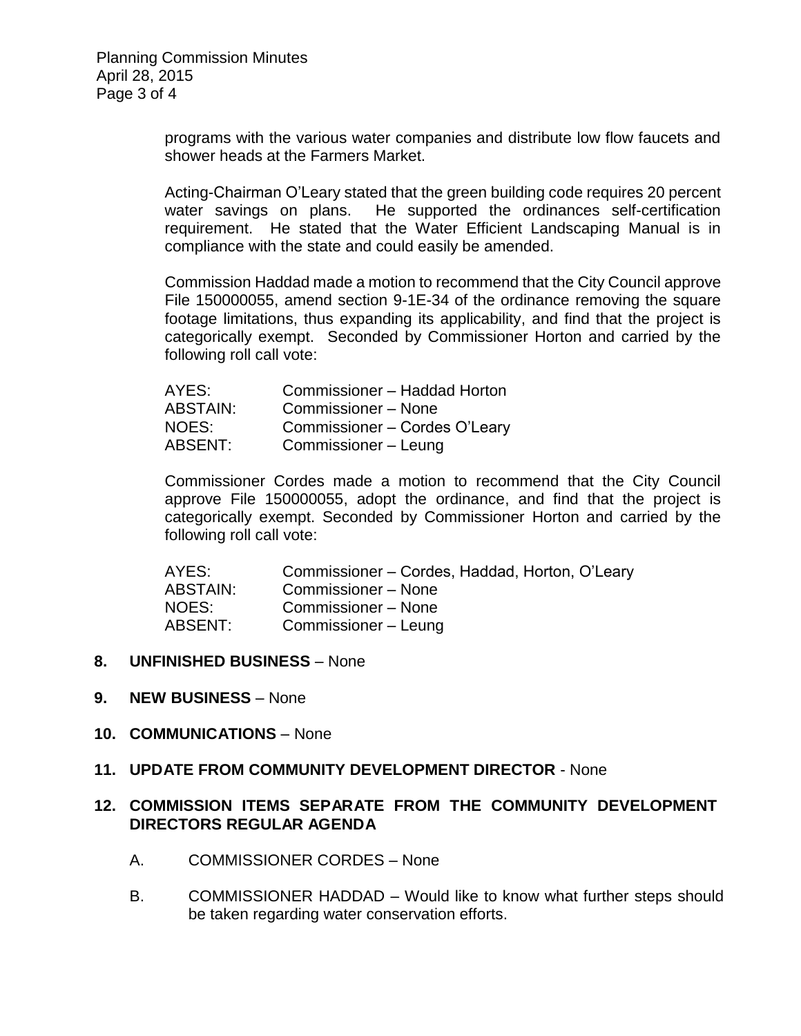programs with the various water companies and distribute low flow faucets and shower heads at the Farmers Market.

Acting-Chairman O'Leary stated that the green building code requires 20 percent water savings on plans. He supported the ordinances self-certification requirement. He stated that the Water Efficient Landscaping Manual is in compliance with the state and could easily be amended.

Commission Haddad made a motion to recommend that the City Council approve File 150000055, amend section 9-1E-34 of the ordinance removing the square footage limitations, thus expanding its applicability, and find that the project is categorically exempt. Seconded by Commissioner Horton and carried by the following roll call vote:

AYES: Commissioner – Haddad Horton
ABSTAIN: Commissioner – None
NOES: Commissioner – Cordes O'Leary
ABSENT: Commissioner – Leung

Commissioner Cordes made a motion to recommend that the City Council approve File 150000055, adopt the ordinance, and find that the project is categorically exempt. Seconded by Commissioner Horton and carried by the following roll call vote:

AYES: Commissioner – Cordes, Haddad, Horton, O'Leary
ABSTAIN: Commissioner – None
NOES: Commissioner – None
ABSENT: Commissioner – Leung

**8. UNFINISHED BUSINESS** – None

**9. NEW BUSINESS** – None

**10. COMMUNICATIONS** – None

**11. UPDATE FROM COMMUNITY DEVELOPMENT DIRECTOR** - None

**12. COMMISSION ITEMS SEPARATE FROM THE COMMUNITY DEVELOPMENT DIRECTORS REGULAR AGENDA**

A. COMMISSIONER CORDES – None

B. COMMISSIONER HADDAD – Would like to know what further steps should be taken regarding water conservation efforts.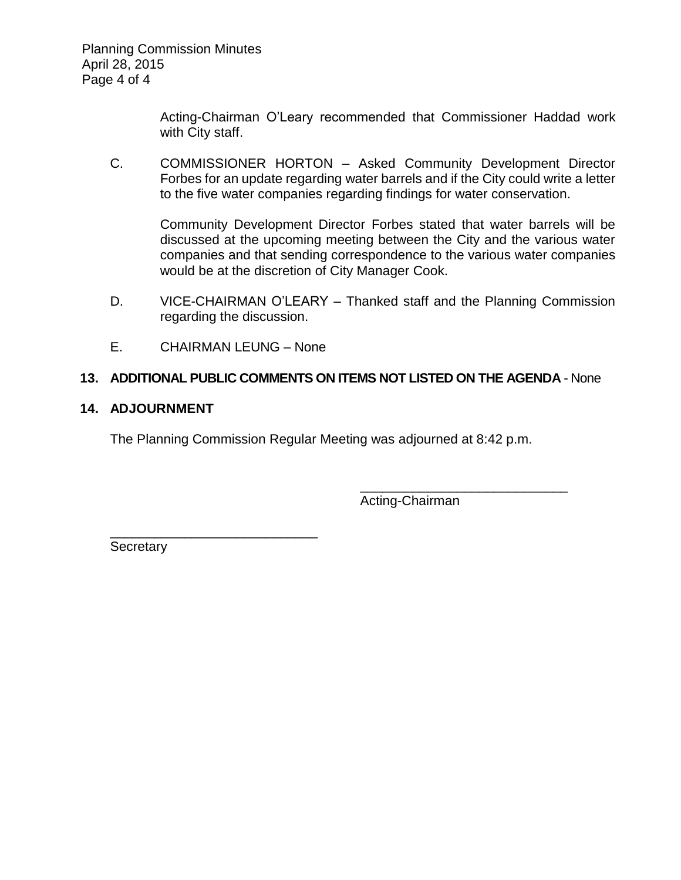Acting-Chairman O'Leary recommended that Commissioner Haddad work with City staff.

C. COMMISSIONER HORTON – Asked Community Development Director Forbes for an update regarding water barrels and if the City could write a letter to the five water companies regarding findings for water conservation.

   Community Development Director Forbes stated that water barrels will be discussed at the upcoming meeting between the City and the various water companies and that sending correspondence to the various water companies would be at the discretion of City Manager Cook.

D. VICE-CHAIRMAN O'LEARY – Thanked staff and the Planning Commission regarding the discussion.

E. CHAIRMAN LEUNG – None

**13. ADDITIONAL PUBLIC COMMENTS ON ITEMS NOT LISTED ON THE AGENDA** - None

**14. ADJOURNMENT**

The Planning Commission Regular Meeting was adjourned at 8:42 p.m.

____________________________
Acting-Chairman

____________________________
Secretary